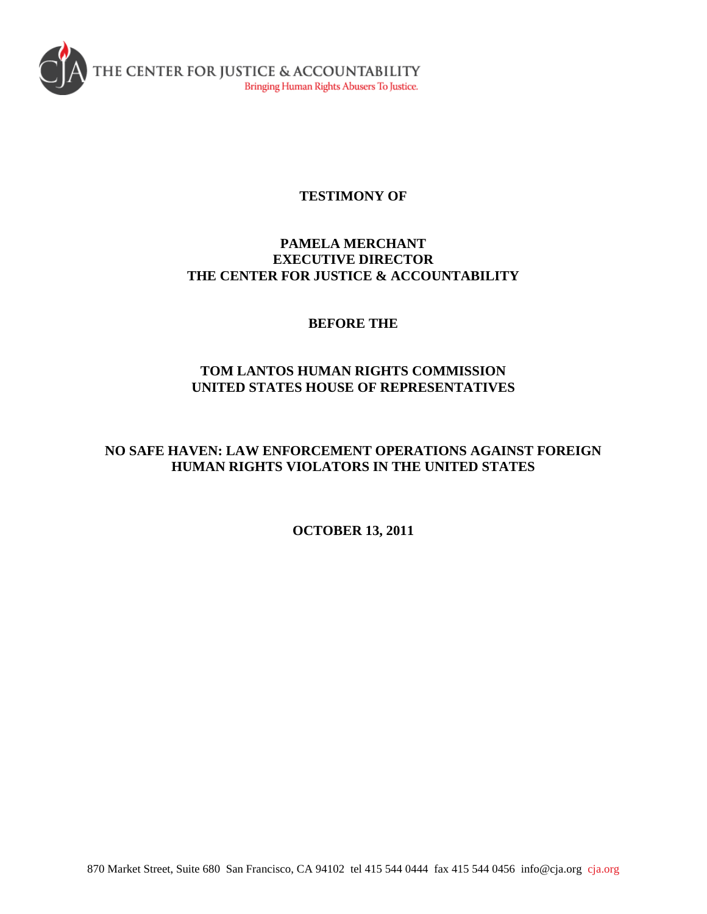THE CENTER FOR JUSTICE & ACCOUNTABILITY
Bringing Human Rights Abusers To Justice.

**TESTIMONY OF**

**PAMELA MERCHANT**
**EXECUTIVE DIRECTOR**
**THE CENTER FOR JUSTICE & ACCOUNTABILITY**

**BEFORE THE**

**TOM LANTOS HUMAN RIGHTS COMMISSION**
**UNITED STATES HOUSE OF REPRESENTATIVES**

# NO SAFE HAVEN: LAW ENFORCEMENT OPERATIONS AGAINST FOREIGN HUMAN RIGHTS VIOLATORS IN THE UNITED STATES

**OCTOBER 13, 2011**

870 Market Street, Suite 680 San Francisco, CA 94102 tel 415 544 0444 fax 415 544 0456 info@cja.org cja.org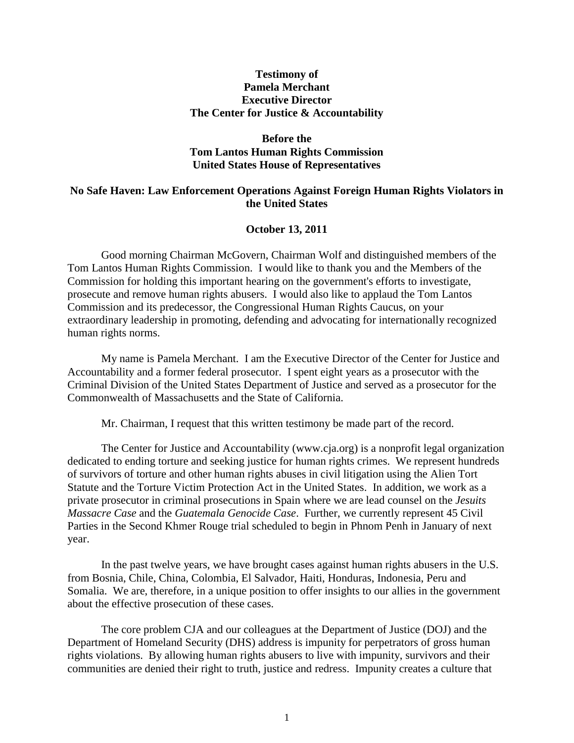**Testimony of**
**Pamela Merchant**
**Executive Director**
**The Center for Justice & Accountability**

**Before the**
**Tom Lantos Human Rights Commission**
**United States House of Representatives**

# No Safe Haven: Law Enforcement Operations Against Foreign Human Rights Violators in the United States

**October 13, 2011**

Good morning Chairman McGovern, Chairman Wolf and distinguished members of the Tom Lantos Human Rights Commission. I would like to thank you and the Members of the Commission for holding this important hearing on the government's efforts to investigate, prosecute and remove human rights abusers. I would also like to applaud the Tom Lantos Commission and its predecessor, the Congressional Human Rights Caucus, on your extraordinary leadership in promoting, defending and advocating for internationally recognized human rights norms.

My name is Pamela Merchant. I am the Executive Director of the Center for Justice and Accountability and a former federal prosecutor. I spent eight years as a prosecutor with the Criminal Division of the United States Department of Justice and served as a prosecutor for the Commonwealth of Massachusetts and the State of California.

Mr. Chairman, I request that this written testimony be made part of the record.

The Center for Justice and Accountability (www.cja.org) is a nonprofit legal organization dedicated to ending torture and seeking justice for human rights crimes. We represent hundreds of survivors of torture and other human rights abuses in civil litigation using the Alien Tort Statute and the Torture Victim Protection Act in the United States. In addition, we work as a private prosecutor in criminal prosecutions in Spain where we are lead counsel on the *Jesuits Massacre Case* and the *Guatemala Genocide Case*. Further, we currently represent 45 Civil Parties in the Second Khmer Rouge trial scheduled to begin in Phnom Penh in January of next year.

In the past twelve years, we have brought cases against human rights abusers in the U.S. from Bosnia, Chile, China, Colombia, El Salvador, Haiti, Honduras, Indonesia, Peru and Somalia. We are, therefore, in a unique position to offer insights to our allies in the government about the effective prosecution of these cases.

The core problem CJA and our colleagues at the Department of Justice (DOJ) and the Department of Homeland Security (DHS) address is impunity for perpetrators of gross human rights violations. By allowing human rights abusers to live with impunity, survivors and their communities are denied their right to truth, justice and redress. Impunity creates a culture that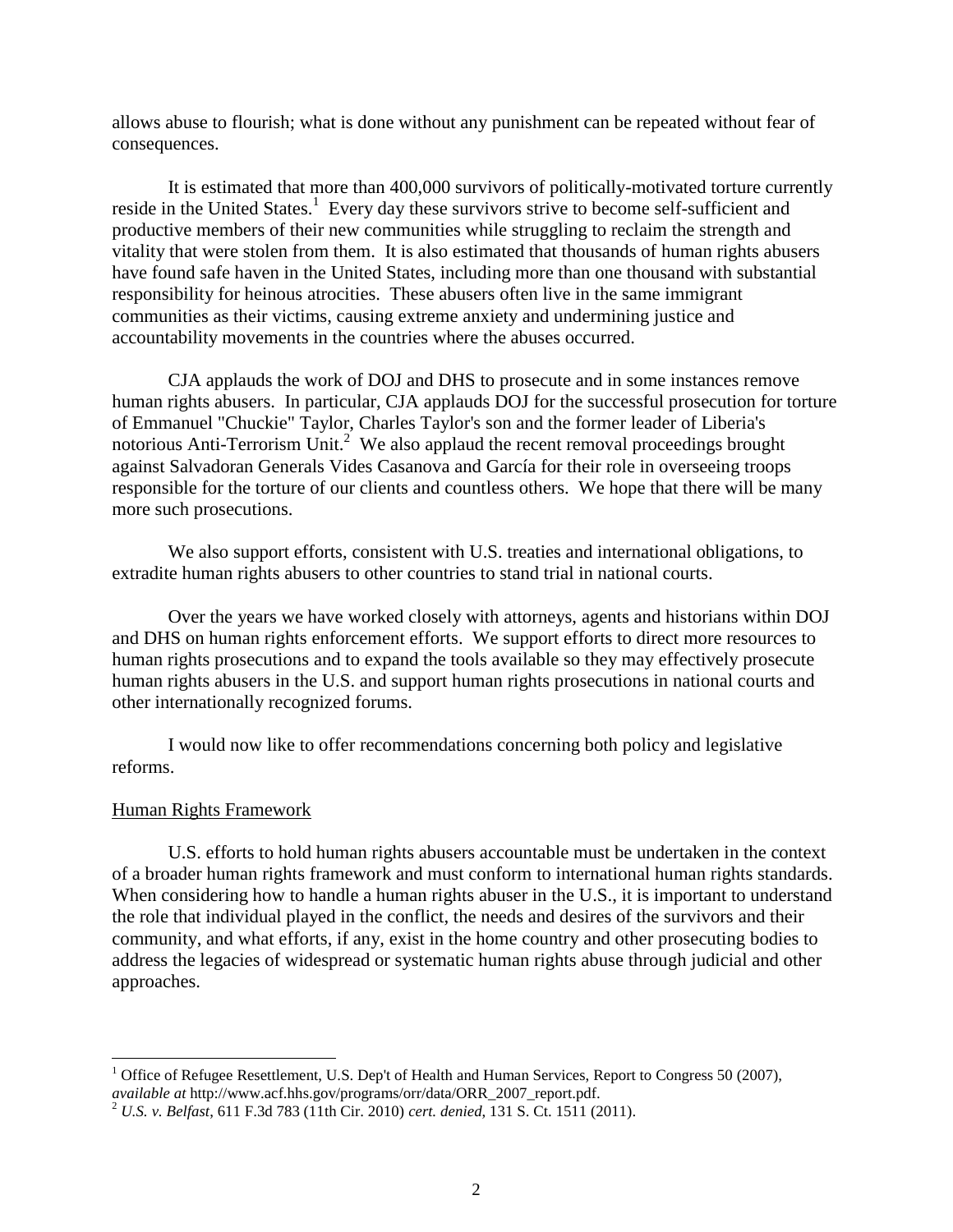allows abuse to flourish; what is done without any punishment can be repeated without fear of consequences.

It is estimated that more than 400,000 survivors of politically-motivated torture currently reside in the United States.[1] Every day these survivors strive to become self-sufficient and productive members of their new communities while struggling to reclaim the strength and vitality that were stolen from them. It is also estimated that thousands of human rights abusers have found safe haven in the United States, including more than one thousand with substantial responsibility for heinous atrocities. These abusers often live in the same immigrant communities as their victims, causing extreme anxiety and undermining justice and accountability movements in the countries where the abuses occurred.

CJA applauds the work of DOJ and DHS to prosecute and in some instances remove human rights abusers. In particular, CJA applauds DOJ for the successful prosecution for torture of Emmanuel "Chuckie" Taylor, Charles Taylor's son and the former leader of Liberia's notorious Anti-Terrorism Unit.[2] We also applaud the recent removal proceedings brought against Salvadoran Generals Vides Casanova and García for their role in overseeing troops responsible for the torture of our clients and countless others. We hope that there will be many more such prosecutions.

We also support efforts, consistent with U.S. treaties and international obligations, to extradite human rights abusers to other countries to stand trial in national courts.

Over the years we have worked closely with attorneys, agents and historians within DOJ and DHS on human rights enforcement efforts. We support efforts to direct more resources to human rights prosecutions and to expand the tools available so they may effectively prosecute human rights abusers in the U.S. and support human rights prosecutions in national courts and other internationally recognized forums.

I would now like to offer recommendations concerning both policy and legislative reforms.

## Human Rights Framework

U.S. efforts to hold human rights abusers accountable must be undertaken in the context of a broader human rights framework and must conform to international human rights standards. When considering how to handle a human rights abuser in the U.S., it is important to understand the role that individual played in the conflict, the needs and desires of the survivors and their community, and what efforts, if any, exist in the home country and other prosecuting bodies to address the legacies of widespread or systematic human rights abuse through judicial and other approaches.

---

[1] Office of Refugee Resettlement, U.S. Dep't of Health and Human Services, Report to Congress 50 (2007), *available at* http://www.acf.hhs.gov/programs/orr/data/ORR_2007_report.pdf.

[2] *U.S. v. Belfast*, 611 F.3d 783 (11th Cir. 2010) *cert. denied*, 131 S. Ct. 1511 (2011).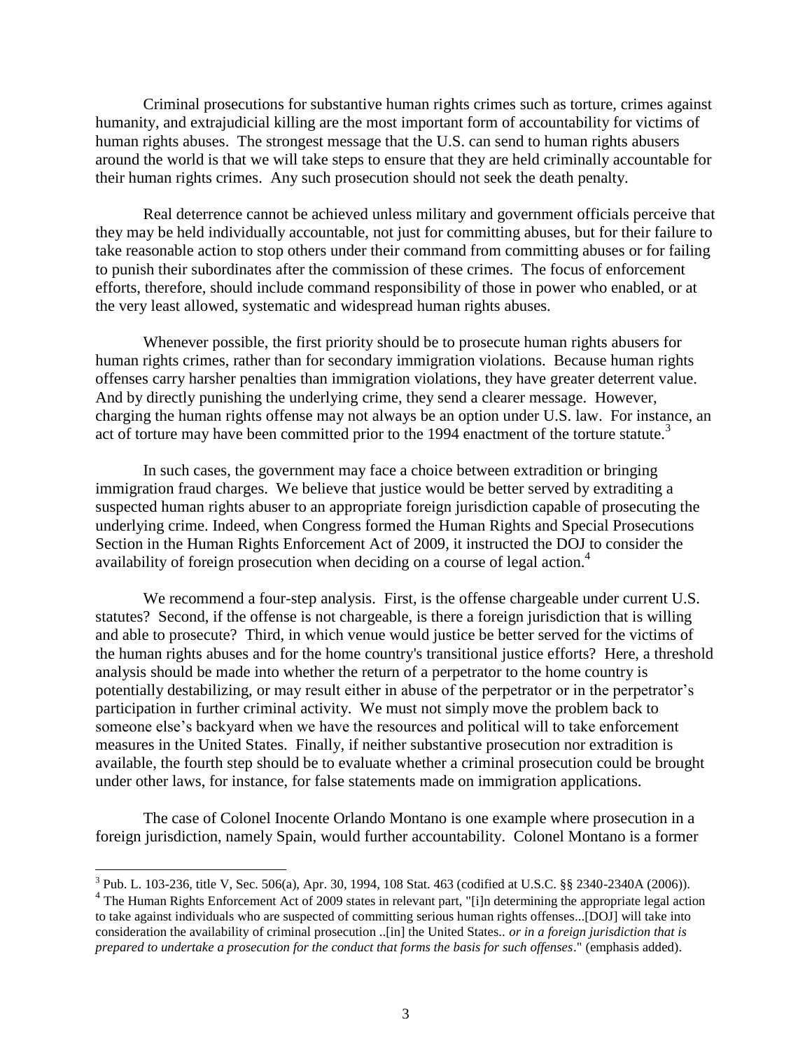Criminal prosecutions for substantive human rights crimes such as torture, crimes against humanity, and extrajudicial killing are the most important form of accountability for victims of human rights abuses. The strongest message that the U.S. can send to human rights abusers around the world is that we will take steps to ensure that they are held criminally accountable for their human rights crimes. Any such prosecution should not seek the death penalty.

Real deterrence cannot be achieved unless military and government officials perceive that they may be held individually accountable, not just for committing abuses, but for their failure to take reasonable action to stop others under their command from committing abuses or for failing to punish their subordinates after the commission of these crimes. The focus of enforcement efforts, therefore, should include command responsibility of those in power who enabled, or at the very least allowed, systematic and widespread human rights abuses.

Whenever possible, the first priority should be to prosecute human rights abusers for human rights crimes, rather than for secondary immigration violations. Because human rights offenses carry harsher penalties than immigration violations, they have greater deterrent value. And by directly punishing the underlying crime, they send a clearer message. However, charging the human rights offense may not always be an option under U.S. law. For instance, an act of torture may have been committed prior to the 1994 enactment of the torture statute.[3]

In such cases, the government may face a choice between extradition or bringing immigration fraud charges. We believe that justice would be better served by extraditing a suspected human rights abuser to an appropriate foreign jurisdiction capable of prosecuting the underlying crime. Indeed, when Congress formed the Human Rights and Special Prosecutions Section in the Human Rights Enforcement Act of 2009, it instructed the DOJ to consider the availability of foreign prosecution when deciding on a course of legal action.[4]

We recommend a four-step analysis. First, is the offense chargeable under current U.S. statutes? Second, if the offense is not chargeable, is there a foreign jurisdiction that is willing and able to prosecute? Third, in which venue would justice be better served for the victims of the human rights abuses and for the home country's transitional justice efforts? Here, a threshold analysis should be made into whether the return of a perpetrator to the home country is potentially destabilizing, or may result either in abuse of the perpetrator or in the perpetrator's participation in further criminal activity. We must not simply move the problem back to someone else's backyard when we have the resources and political will to take enforcement measures in the United States. Finally, if neither substantive prosecution nor extradition is available, the fourth step should be to evaluate whether a criminal prosecution could be brought under other laws, for instance, for false statements made on immigration applications.

The case of Colonel Inocente Orlando Montano is one example where prosecution in a foreign jurisdiction, namely Spain, would further accountability. Colonel Montano is a former

---

[3] Pub. L. 103-236, title V, Sec. 506(a), Apr. 30, 1994, 108 Stat. 463 (codified at U.S.C. §§ 2340-2340A (2006)).

[4] The Human Rights Enforcement Act of 2009 states in relevant part, "[i]n determining the appropriate legal action to take against individuals who are suspected of committing serious human rights offenses...[DOJ] will take into consideration the availability of criminal prosecution ..[in] the United States.. *or in a foreign jurisdiction that is prepared to undertake a prosecution for the conduct that forms the basis for such offenses*." (emphasis added).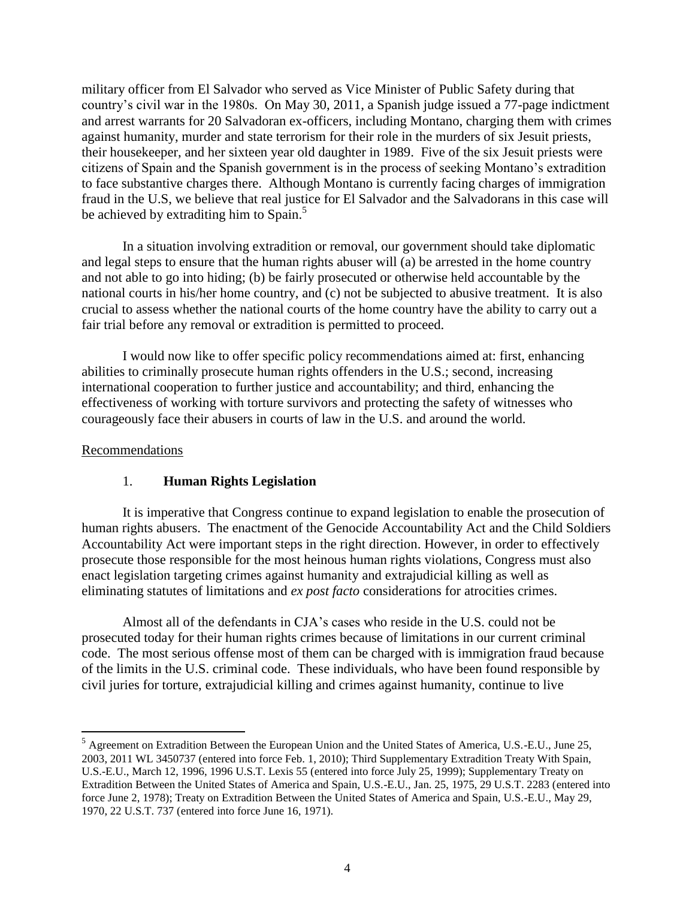military officer from El Salvador who served as Vice Minister of Public Safety during that country's civil war in the 1980s. On May 30, 2011, a Spanish judge issued a 77-page indictment and arrest warrants for 20 Salvadoran ex-officers, including Montano, charging them with crimes against humanity, murder and state terrorism for their role in the murders of six Jesuit priests, their housekeeper, and her sixteen year old daughter in 1989. Five of the six Jesuit priests were citizens of Spain and the Spanish government is in the process of seeking Montano's extradition to face substantive charges there. Although Montano is currently facing charges of immigration fraud in the U.S, we believe that real justice for El Salvador and the Salvadorans in this case will be achieved by extraditing him to Spain.[5]

In a situation involving extradition or removal, our government should take diplomatic and legal steps to ensure that the human rights abuser will (a) be arrested in the home country and not able to go into hiding; (b) be fairly prosecuted or otherwise held accountable by the national courts in his/her home country, and (c) not be subjected to abusive treatment. It is also crucial to assess whether the national courts of the home country have the ability to carry out a fair trial before any removal or extradition is permitted to proceed.

I would now like to offer specific policy recommendations aimed at: first, enhancing abilities to criminally prosecute human rights offenders in the U.S.; second, increasing international cooperation to further justice and accountability; and third, enhancing the effectiveness of working with torture survivors and protecting the safety of witnesses who courageously face their abusers in courts of law in the U.S. and around the world.

Recommendations

1. **Human Rights Legislation**

It is imperative that Congress continue to expand legislation to enable the prosecution of human rights abusers. The enactment of the Genocide Accountability Act and the Child Soldiers Accountability Act were important steps in the right direction. However, in order to effectively prosecute those responsible for the most heinous human rights violations, Congress must also enact legislation targeting crimes against humanity and extrajudicial killing as well as eliminating statutes of limitations and *ex post facto* considerations for atrocities crimes.

Almost all of the defendants in CJA's cases who reside in the U.S. could not be prosecuted today for their human rights crimes because of limitations in our current criminal code. The most serious offense most of them can be charged with is immigration fraud because of the limits in the U.S. criminal code. These individuals, who have been found responsible by civil juries for torture, extrajudicial killing and crimes against humanity, continue to live

---

[5] Agreement on Extradition Between the European Union and the United States of America, U.S.-E.U., June 25, 2003, 2011 WL 3450737 (entered into force Feb. 1, 2010); Third Supplementary Extradition Treaty With Spain, U.S.-E.U., March 12, 1996, 1996 U.S.T. Lexis 55 (entered into force July 25, 1999); Supplementary Treaty on Extradition Between the United States of America and Spain, U.S.-E.U., Jan. 25, 1975, 29 U.S.T. 2283 (entered into force June 2, 1978); Treaty on Extradition Between the United States of America and Spain, U.S.-E.U., May 29, 1970, 22 U.S.T. 737 (entered into force June 16, 1971).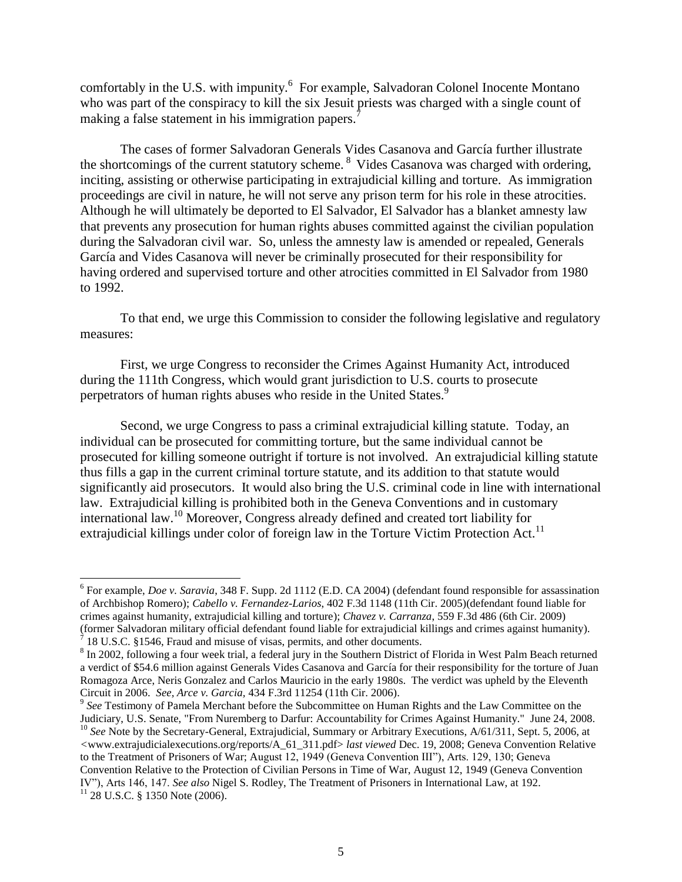comfortably in the U.S. with impunity.[6] For example, Salvadoran Colonel Inocente Montano who was part of the conspiracy to kill the six Jesuit priests was charged with a single count of making a false statement in his immigration papers.[7]

The cases of former Salvadoran Generals Vides Casanova and García further illustrate the shortcomings of the current statutory scheme.[8] Vides Casanova was charged with ordering, inciting, assisting or otherwise participating in extrajudicial killing and torture. As immigration proceedings are civil in nature, he will not serve any prison term for his role in these atrocities. Although he will ultimately be deported to El Salvador, El Salvador has a blanket amnesty law that prevents any prosecution for human rights abuses committed against the civilian population during the Salvadoran civil war. So, unless the amnesty law is amended or repealed, Generals García and Vides Casanova will never be criminally prosecuted for their responsibility for having ordered and supervised torture and other atrocities committed in El Salvador from 1980 to 1992.

To that end, we urge this Commission to consider the following legislative and regulatory measures:

First, we urge Congress to reconsider the Crimes Against Humanity Act, introduced during the 111th Congress, which would grant jurisdiction to U.S. courts to prosecute perpetrators of human rights abuses who reside in the United States.[9]

Second, we urge Congress to pass a criminal extrajudicial killing statute. Today, an individual can be prosecuted for committing torture, but the same individual cannot be prosecuted for killing someone outright if torture is not involved. An extrajudicial killing statute thus fills a gap in the current criminal torture statute, and its addition to that statute would significantly aid prosecutors. It would also bring the U.S. criminal code in line with international law. Extrajudicial killing is prohibited both in the Geneva Conventions and in customary international law.[10] Moreover, Congress already defined and created tort liability for extrajudicial killings under color of foreign law in the Torture Victim Protection Act.[11]

---

[6] For example, *Doe v. Saravia*, 348 F. Supp. 2d 1112 (E.D. CA 2004) (defendant found responsible for assassination of Archbishop Romero); *Cabello v. Fernandez-Larios*, 402 F.3d 1148 (11th Cir. 2005)(defendant found liable for crimes against humanity, extrajudicial killing and torture); *Chavez v. Carranza*, 559 F.3d 486 (6th Cir. 2009) (former Salvadoran military official defendant found liable for extrajudicial killings and crimes against humanity).

[7] 18 U.S.C. §1546, Fraud and misuse of visas, permits, and other documents.

[8] In 2002, following a four week trial, a federal jury in the Southern District of Florida in West Palm Beach returned a verdict of $54.6 million against Generals Vides Casanova and García for their responsibility for the torture of Juan Romagoza Arce, Neris Gonzalez and Carlos Mauricio in the early 1980s. The verdict was upheld by the Eleventh Circuit in 2006. *See, Arce v. Garcia,* 434 F.3rd 11254 (11th Cir. 2006).

[9] *See* Testimony of Pamela Merchant before the Subcommittee on Human Rights and the Law Committee on the Judiciary, U.S. Senate, "From Nuremberg to Darfur: Accountability for Crimes Against Humanity." June 24, 2008.

[10] *See* Note by the Secretary-General, Extrajudicial, Summary or Arbitrary Executions, A/61/311, Sept. 5, 2006, at <www.extrajudicialexecutions.org/reports/A_61_311.pdf> *last viewed* Dec. 19, 2008; Geneva Convention Relative to the Treatment of Prisoners of War; August 12, 1949 (Geneva Convention III"), Arts. 129, 130; Geneva Convention Relative to the Protection of Civilian Persons in Time of War, August 12, 1949 (Geneva Convention IV"), Arts 146, 147. *See also* Nigel S. Rodley, The Treatment of Prisoners in International Law, at 192.

[11] 28 U.S.C. § 1350 Note (2006).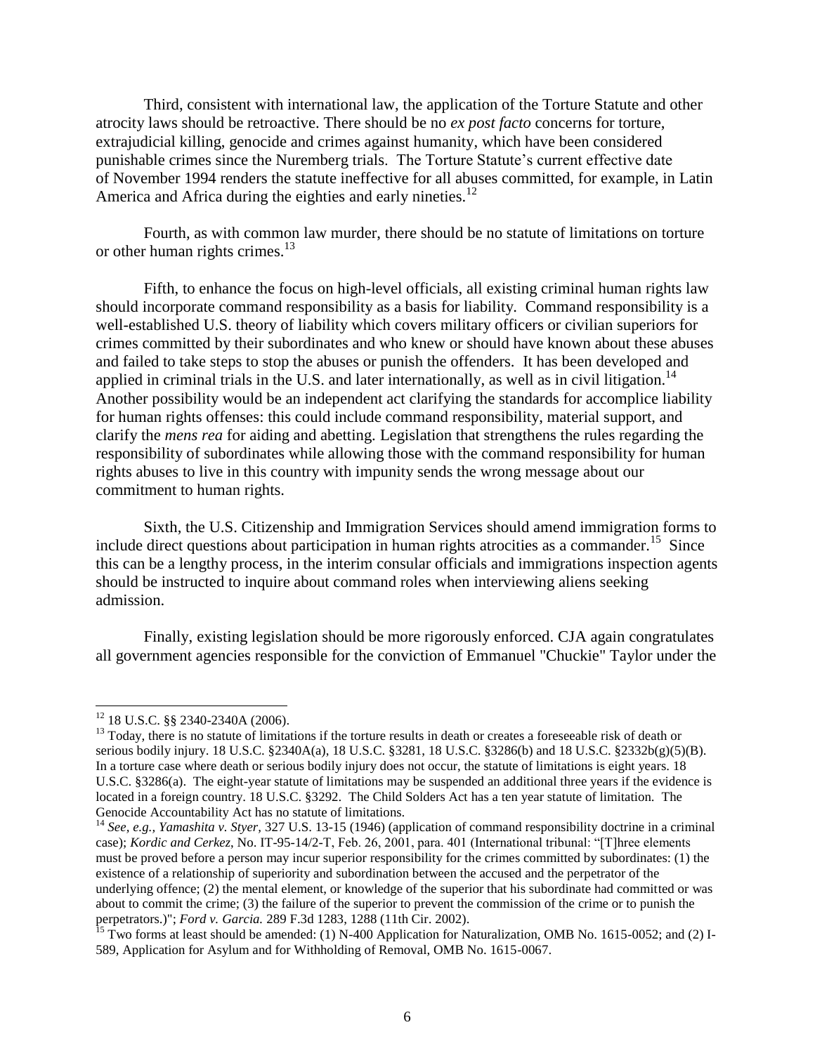Third, consistent with international law, the application of the Torture Statute and other atrocity laws should be retroactive. There should be no *ex post facto* concerns for torture, extrajudicial killing, genocide and crimes against humanity, which have been considered punishable crimes since the Nuremberg trials. The Torture Statute's current effective date of November 1994 renders the statute ineffective for all abuses committed, for example, in Latin America and Africa during the eighties and early nineties.[12]

Fourth, as with common law murder, there should be no statute of limitations on torture or other human rights crimes.[13]

Fifth, to enhance the focus on high-level officials, all existing criminal human rights law should incorporate command responsibility as a basis for liability. Command responsibility is a well-established U.S. theory of liability which covers military officers or civilian superiors for crimes committed by their subordinates and who knew or should have known about these abuses and failed to take steps to stop the abuses or punish the offenders. It has been developed and applied in criminal trials in the U.S. and later internationally, as well as in civil litigation.[14] Another possibility would be an independent act clarifying the standards for accomplice liability for human rights offenses: this could include command responsibility, material support, and clarify the *mens rea* for aiding and abetting. Legislation that strengthens the rules regarding the responsibility of subordinates while allowing those with the command responsibility for human rights abuses to live in this country with impunity sends the wrong message about our commitment to human rights.

Sixth, the U.S. Citizenship and Immigration Services should amend immigration forms to include direct questions about participation in human rights atrocities as a commander.[15] Since this can be a lengthy process, in the interim consular officials and immigrations inspection agents should be instructed to inquire about command roles when interviewing aliens seeking admission.

Finally, existing legislation should be more rigorously enforced. CJA again congratulates all government agencies responsible for the conviction of Emmanuel "Chuckie" Taylor under the

---

[12] 18 U.S.C. §§ 2340-2340A (2006).

[13] Today, there is no statute of limitations if the torture results in death or creates a foreseeable risk of death or serious bodily injury. 18 U.S.C. §2340A(a), 18 U.S.C. §3281, 18 U.S.C. §3286(b) and 18 U.S.C. §2332b(g)(5)(B). In a torture case where death or serious bodily injury does not occur, the statute of limitations is eight years. 18 U.S.C. §3286(a). The eight-year statute of limitations may be suspended an additional three years if the evidence is located in a foreign country. 18 U.S.C. §3292. The Child Solders Act has a ten year statute of limitation. The Genocide Accountability Act has no statute of limitations.

[14] *See, e.g., Yamashita v. Styer,* 327 U.S. 13-15 (1946) (application of command responsibility doctrine in a criminal case); *Kordic and Cerkez*, No. IT-95-14/2-T, Feb. 26, 2001, para. 401 (International tribunal: "[T]hree elements must be proved before a person may incur superior responsibility for the crimes committed by subordinates: (1) the existence of a relationship of superiority and subordination between the accused and the perpetrator of the underlying offence; (2) the mental element, or knowledge of the superior that his subordinate had committed or was about to commit the crime; (3) the failure of the superior to prevent the commission of the crime or to punish the perpetrators.)"; *Ford v. Garcia.* 289 F.3d 1283, 1288 (11th Cir. 2002).

[15] Two forms at least should be amended: (1) N-400 Application for Naturalization, OMB No. 1615-0052; and (2) I-589, Application for Asylum and for Withholding of Removal, OMB No. 1615-0067.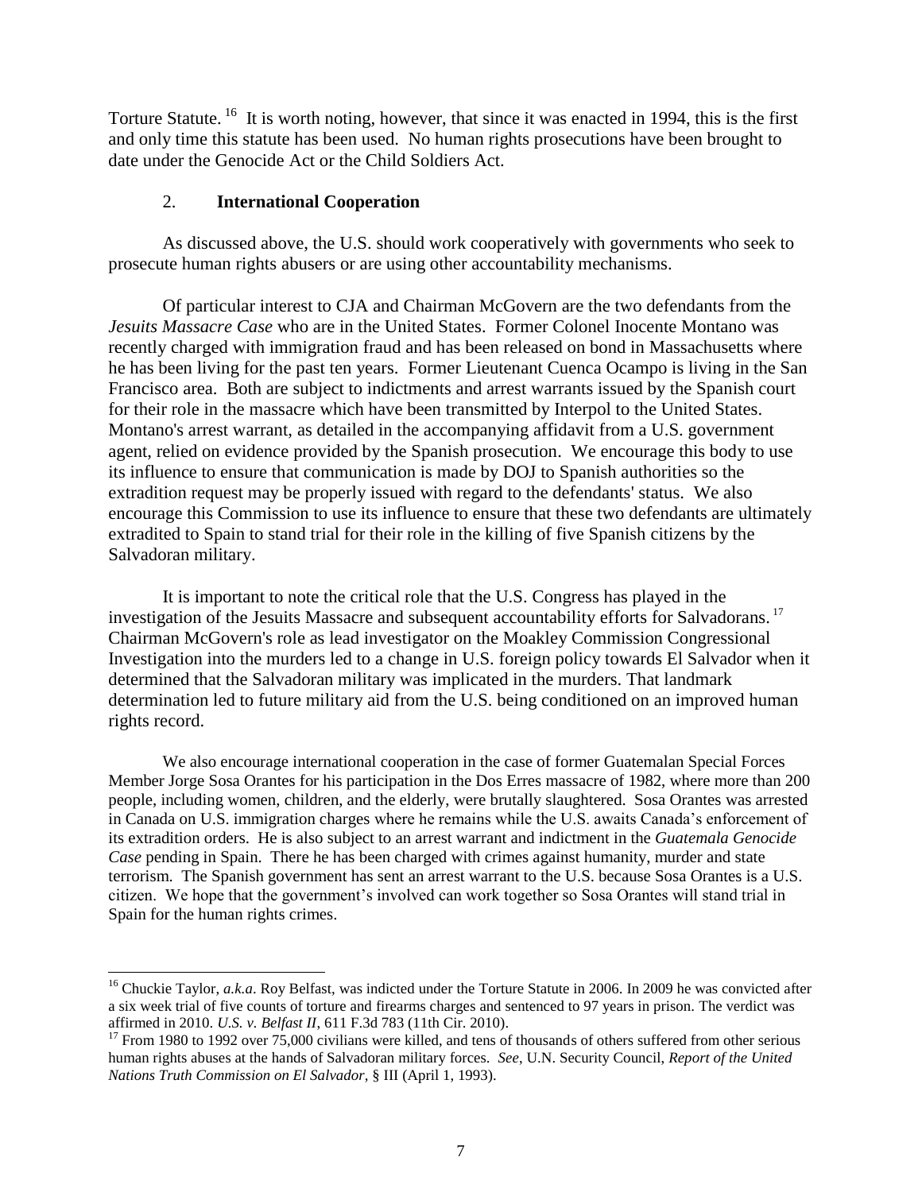Torture Statute.[16] It is worth noting, however, that since it was enacted in 1994, this is the first and only time this statute has been used. No human rights prosecutions have been brought to date under the Genocide Act or the Child Soldiers Act.

### 2. **International Cooperation**

As discussed above, the U.S. should work cooperatively with governments who seek to prosecute human rights abusers or are using other accountability mechanisms.

Of particular interest to CJA and Chairman McGovern are the two defendants from the *Jesuits Massacre Case* who are in the United States. Former Colonel Inocente Montano was recently charged with immigration fraud and has been released on bond in Massachusetts where he has been living for the past ten years. Former Lieutenant Cuenca Ocampo is living in the San Francisco area. Both are subject to indictments and arrest warrants issued by the Spanish court for their role in the massacre which have been transmitted by Interpol to the United States. Montano's arrest warrant, as detailed in the accompanying affidavit from a U.S. government agent, relied on evidence provided by the Spanish prosecution. We encourage this body to use its influence to ensure that communication is made by DOJ to Spanish authorities so the extradition request may be properly issued with regard to the defendants' status. We also encourage this Commission to use its influence to ensure that these two defendants are ultimately extradited to Spain to stand trial for their role in the killing of five Spanish citizens by the Salvadoran military.

It is important to note the critical role that the U.S. Congress has played in the investigation of the Jesuits Massacre and subsequent accountability efforts for Salvadorans.[17] Chairman McGovern's role as lead investigator on the Moakley Commission Congressional Investigation into the murders led to a change in U.S. foreign policy towards El Salvador when it determined that the Salvadoran military was implicated in the murders. That landmark determination led to future military aid from the U.S. being conditioned on an improved human rights record.

We also encourage international cooperation in the case of former Guatemalan Special Forces Member Jorge Sosa Orantes for his participation in the Dos Erres massacre of 1982, where more than 200 people, including women, children, and the elderly, were brutally slaughtered. Sosa Orantes was arrested in Canada on U.S. immigration charges where he remains while the U.S. awaits Canada's enforcement of its extradition orders. He is also subject to an arrest warrant and indictment in the *Guatemala Genocide Case* pending in Spain. There he has been charged with crimes against humanity, murder and state terrorism. The Spanish government has sent an arrest warrant to the U.S. because Sosa Orantes is a U.S. citizen. We hope that the government's involved can work together so Sosa Orantes will stand trial in Spain for the human rights crimes.

---

[16] Chuckie Taylor, *a.k.a*. Roy Belfast, was indicted under the Torture Statute in 2006. In 2009 he was convicted after a six week trial of five counts of torture and firearms charges and sentenced to 97 years in prison. The verdict was affirmed in 2010. *U.S. v. Belfast II*, 611 F.3d 783 (11th Cir. 2010).

[17] From 1980 to 1992 over 75,000 civilians were killed, and tens of thousands of others suffered from other serious human rights abuses at the hands of Salvadoran military forces. *See*, U.N. Security Council, *Report of the United Nations Truth Commission on El Salvador*, § III (April 1, 1993).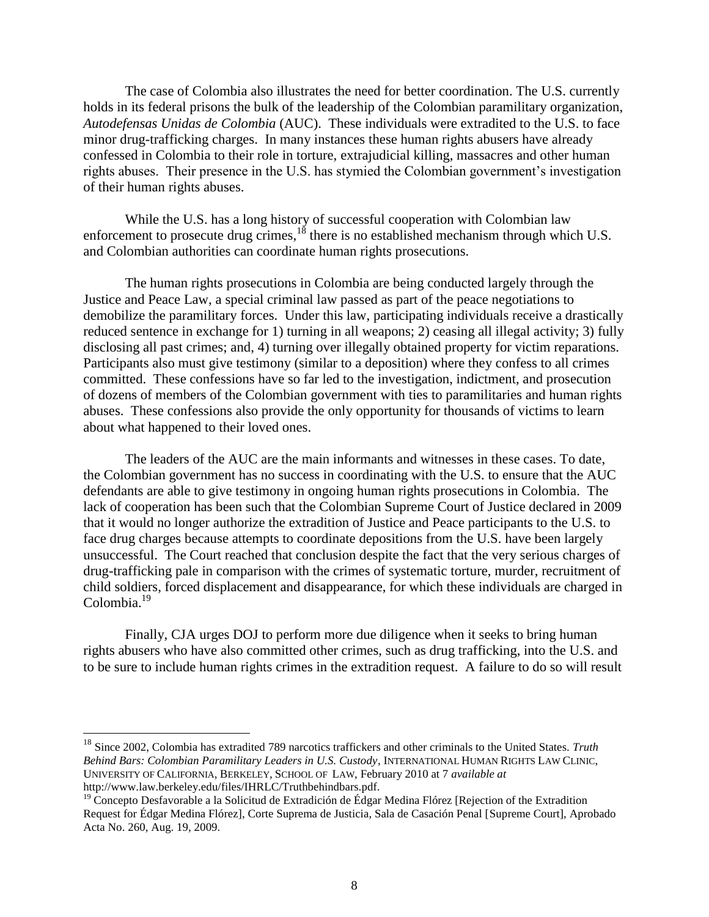The case of Colombia also illustrates the need for better coordination. The U.S. currently holds in its federal prisons the bulk of the leadership of the Colombian paramilitary organization, *Autodefensas Unidas de Colombia* (AUC). These individuals were extradited to the U.S. to face minor drug-trafficking charges. In many instances these human rights abusers have already confessed in Colombia to their role in torture, extrajudicial killing, massacres and other human rights abuses. Their presence in the U.S. has stymied the Colombian government's investigation of their human rights abuses.

While the U.S. has a long history of successful cooperation with Colombian law enforcement to prosecute drug crimes,[18] there is no established mechanism through which U.S. and Colombian authorities can coordinate human rights prosecutions.

The human rights prosecutions in Colombia are being conducted largely through the Justice and Peace Law, a special criminal law passed as part of the peace negotiations to demobilize the paramilitary forces. Under this law, participating individuals receive a drastically reduced sentence in exchange for 1) turning in all weapons; 2) ceasing all illegal activity; 3) fully disclosing all past crimes; and, 4) turning over illegally obtained property for victim reparations. Participants also must give testimony (similar to a deposition) where they confess to all crimes committed. These confessions have so far led to the investigation, indictment, and prosecution of dozens of members of the Colombian government with ties to paramilitaries and human rights abuses. These confessions also provide the only opportunity for thousands of victims to learn about what happened to their loved ones.

The leaders of the AUC are the main informants and witnesses in these cases. To date, the Colombian government has no success in coordinating with the U.S. to ensure that the AUC defendants are able to give testimony in ongoing human rights prosecutions in Colombia. The lack of cooperation has been such that the Colombian Supreme Court of Justice declared in 2009 that it would no longer authorize the extradition of Justice and Peace participants to the U.S. to face drug charges because attempts to coordinate depositions from the U.S. have been largely unsuccessful. The Court reached that conclusion despite the fact that the very serious charges of drug-trafficking pale in comparison with the crimes of systematic torture, murder, recruitment of child soldiers, forced displacement and disappearance, for which these individuals are charged in Colombia.[19]

Finally, CJA urges DOJ to perform more due diligence when it seeks to bring human rights abusers who have also committed other crimes, such as drug trafficking, into the U.S. and to be sure to include human rights crimes in the extradition request. A failure to do so will result

---

[18] Since 2002, Colombia has extradited 789 narcotics traffickers and other criminals to the United States. *Truth Behind Bars: Colombian Paramilitary Leaders in U.S. Custody*, INTERNATIONAL HUMAN RIGHTS LAW CLINIC, UNIVERSITY OF CALIFORNIA, BERKELEY, SCHOOL OF LAW, February 2010 at 7 *available at* http://www.law.berkeley.edu/files/IHRLC/Truthbehindbars.pdf.

[19] Concepto Desfavorable a la Solicitud de Extradición de Édgar Medina Flórez [Rejection of the Extradition Request for Édgar Medina Flórez], Corte Suprema de Justicia, Sala de Casación Penal [Supreme Court], Aprobado Acta No. 260, Aug. 19, 2009.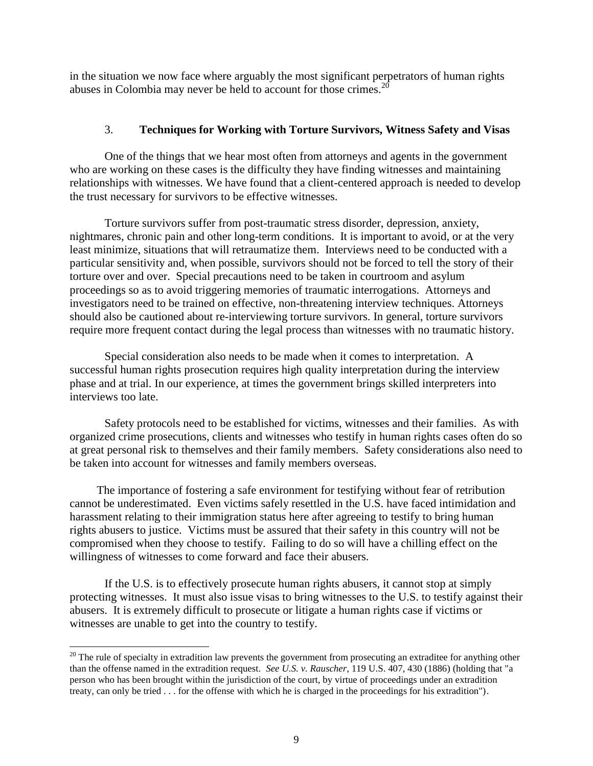in the situation we now face where arguably the most significant perpetrators of human rights abuses in Colombia may never be held to account for those crimes.[20]

### 3. **Techniques for Working with Torture Survivors, Witness Safety and Visas**

One of the things that we hear most often from attorneys and agents in the government who are working on these cases is the difficulty they have finding witnesses and maintaining relationships with witnesses. We have found that a client-centered approach is needed to develop the trust necessary for survivors to be effective witnesses.

Torture survivors suffer from post-traumatic stress disorder, depression, anxiety, nightmares, chronic pain and other long-term conditions. It is important to avoid, or at the very least minimize, situations that will retraumatize them. Interviews need to be conducted with a particular sensitivity and, when possible, survivors should not be forced to tell the story of their torture over and over. Special precautions need to be taken in courtroom and asylum proceedings so as to avoid triggering memories of traumatic interrogations. Attorneys and investigators need to be trained on effective, non-threatening interview techniques. Attorneys should also be cautioned about re-interviewing torture survivors. In general, torture survivors require more frequent contact during the legal process than witnesses with no traumatic history.

Special consideration also needs to be made when it comes to interpretation. A successful human rights prosecution requires high quality interpretation during the interview phase and at trial. In our experience, at times the government brings skilled interpreters into interviews too late.

Safety protocols need to be established for victims, witnesses and their families. As with organized crime prosecutions, clients and witnesses who testify in human rights cases often do so at great personal risk to themselves and their family members. Safety considerations also need to be taken into account for witnesses and family members overseas.

The importance of fostering a safe environment for testifying without fear of retribution cannot be underestimated. Even victims safely resettled in the U.S. have faced intimidation and harassment relating to their immigration status here after agreeing to testify to bring human rights abusers to justice. Victims must be assured that their safety in this country will not be compromised when they choose to testify. Failing to do so will have a chilling effect on the willingness of witnesses to come forward and face their abusers.

If the U.S. is to effectively prosecute human rights abusers, it cannot stop at simply protecting witnesses. It must also issue visas to bring witnesses to the U.S. to testify against their abusers. It is extremely difficult to prosecute or litigate a human rights case if victims or witnesses are unable to get into the country to testify.

---

[20] The rule of specialty in extradition law prevents the government from prosecuting an extraditee for anything other than the offense named in the extradition request. *See U.S. v. Rauscher*, 119 U.S. 407, 430 (1886) (holding that "a person who has been brought within the jurisdiction of the court, by virtue of proceedings under an extradition treaty, can only be tried . . . for the offense with which he is charged in the proceedings for his extradition").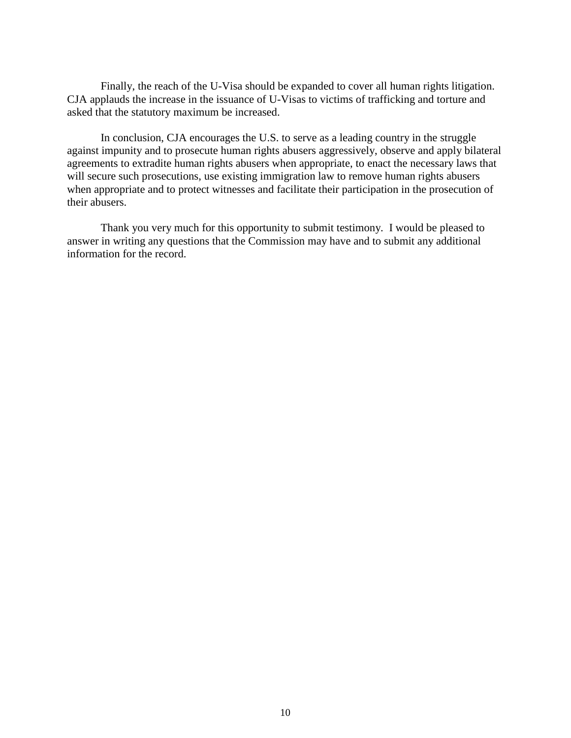Finally, the reach of the U-Visa should be expanded to cover all human rights litigation. CJA applauds the increase in the issuance of U-Visas to victims of trafficking and torture and asked that the statutory maximum be increased.

In conclusion, CJA encourages the U.S. to serve as a leading country in the struggle against impunity and to prosecute human rights abusers aggressively, observe and apply bilateral agreements to extradite human rights abusers when appropriate, to enact the necessary laws that will secure such prosecutions, use existing immigration law to remove human rights abusers when appropriate and to protect witnesses and facilitate their participation in the prosecution of their abusers.

Thank you very much for this opportunity to submit testimony. I would be pleased to answer in writing any questions that the Commission may have and to submit any additional information for the record.